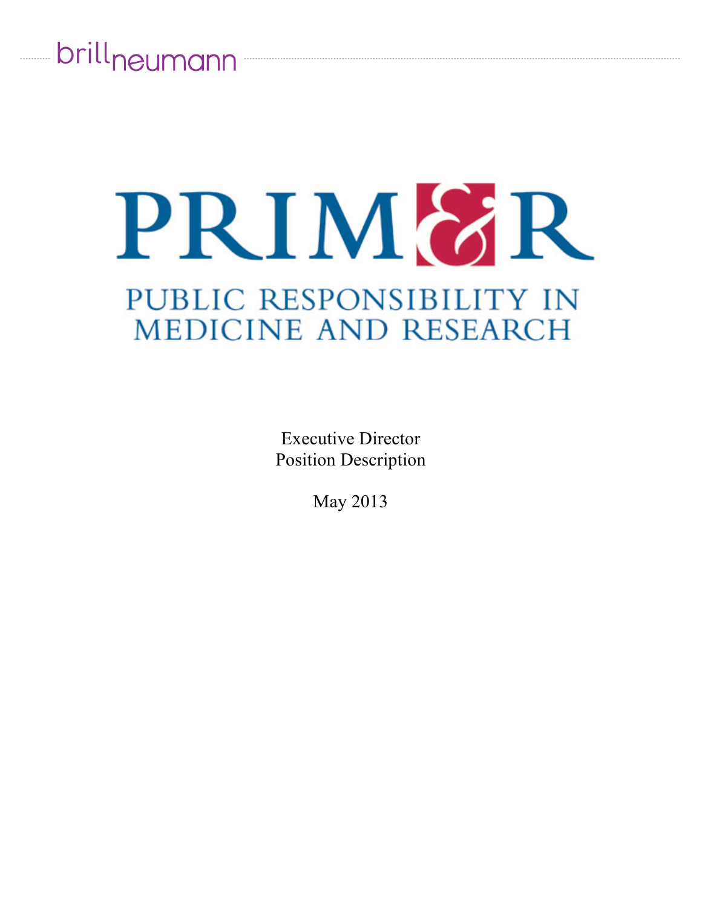brillneumann

# PRIM&R

## PUBLIC RESPONSIBILITY IN MEDICINE AND RESEARCH

Executive Director
Position Description

May 2013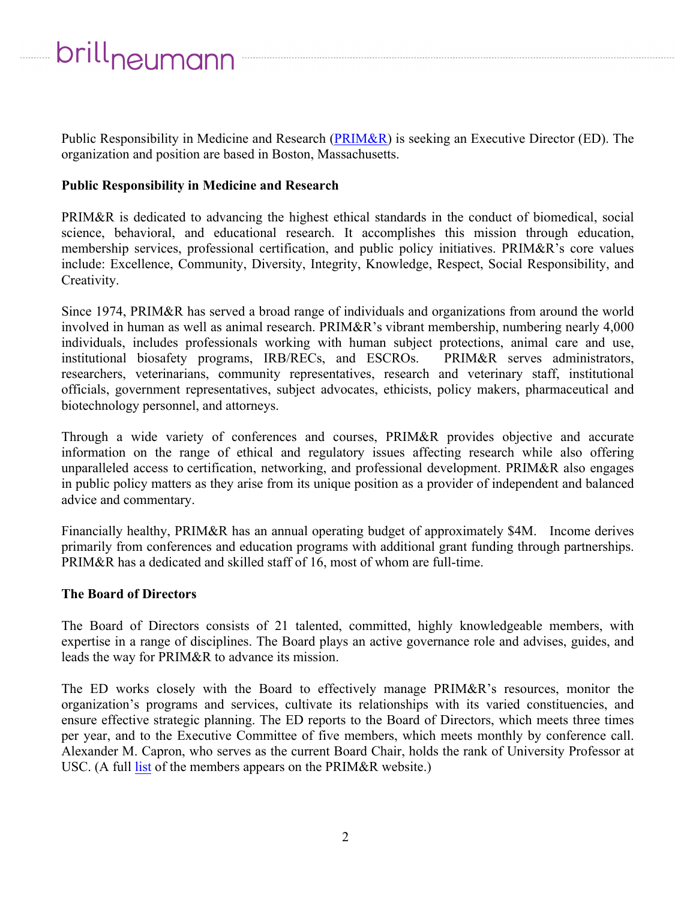Public Responsibility in Medicine and Research (PRIM&R) is seeking an Executive Director (ED). The organization and position are based in Boston, Massachusetts.

**Public Responsibility in Medicine and Research**

PRIM&R is dedicated to advancing the highest ethical standards in the conduct of biomedical, social science, behavioral, and educational research. It accomplishes this mission through education, membership services, professional certification, and public policy initiatives. PRIM&R's core values include: Excellence, Community, Diversity, Integrity, Knowledge, Respect, Social Responsibility, and Creativity.

Since 1974, PRIM&R has served a broad range of individuals and organizations from around the world involved in human as well as animal research. PRIM&R's vibrant membership, numbering nearly 4,000 individuals, includes professionals working with human subject protections, animal care and use, institutional biosafety programs, IRB/RECs, and ESCROs. PRIM&R serves administrators, researchers, veterinarians, community representatives, research and veterinary staff, institutional officials, government representatives, subject advocates, ethicists, policy makers, pharmaceutical and biotechnology personnel, and attorneys.

Through a wide variety of conferences and courses, PRIM&R provides objective and accurate information on the range of ethical and regulatory issues affecting research while also offering unparalleled access to certification, networking, and professional development. PRIM&R also engages in public policy matters as they arise from its unique position as a provider of independent and balanced advice and commentary.

Financially healthy, PRIM&R has an annual operating budget of approximately $4M. Income derives primarily from conferences and education programs with additional grant funding through partnerships. PRIM&R has a dedicated and skilled staff of 16, most of whom are full-time.

**The Board of Directors**

The Board of Directors consists of 21 talented, committed, highly knowledgeable members, with expertise in a range of disciplines. The Board plays an active governance role and advises, guides, and leads the way for PRIM&R to advance its mission.

The ED works closely with the Board to effectively manage PRIM&R's resources, monitor the organization's programs and services, cultivate its relationships with its varied constituencies, and ensure effective strategic planning. The ED reports to the Board of Directors, which meets three times per year, and to the Executive Committee of five members, which meets monthly by conference call. Alexander M. Capron, who serves as the current Board Chair, holds the rank of University Professor at USC. (A full list of the members appears on the PRIM&R website.)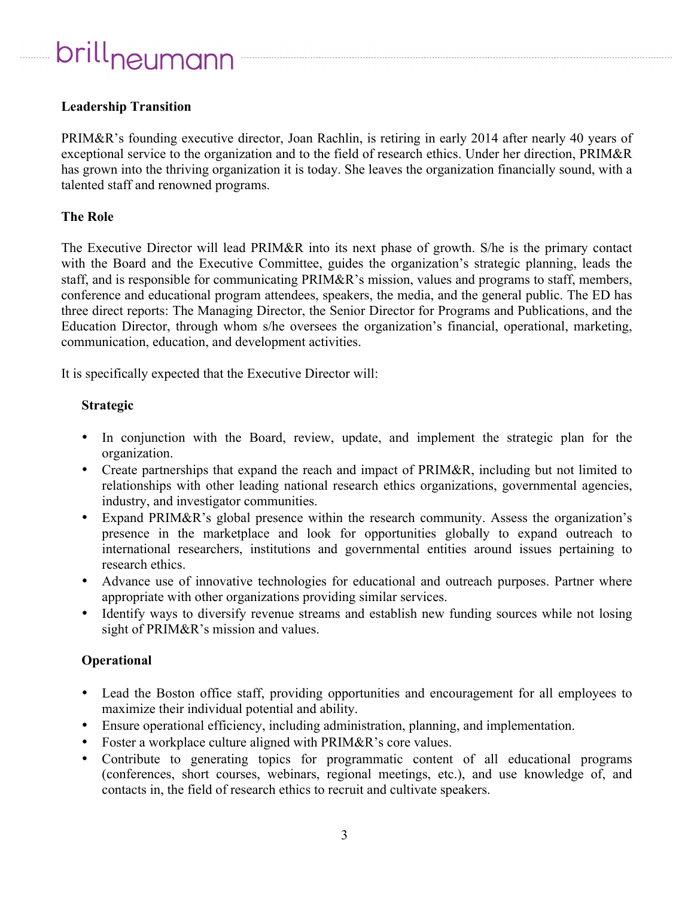## Leadership Transition

PRIM&R's founding executive director, Joan Rachlin, is retiring in early 2014 after nearly 40 years of exceptional service to the organization and to the field of research ethics. Under her direction, PRIM&R has grown into the thriving organization it is today. She leaves the organization financially sound, with a talented staff and renowned programs.

## The Role

The Executive Director will lead PRIM&R into its next phase of growth. S/he is the primary contact with the Board and the Executive Committee, guides the organization's strategic planning, leads the staff, and is responsible for communicating PRIM&R's mission, values and programs to staff, members, conference and educational program attendees, speakers, the media, and the general public. The ED has three direct reports: The Managing Director, the Senior Director for Programs and Publications, and the Education Director, through whom s/he oversees the organization's financial, operational, marketing, communication, education, and development activities.

It is specifically expected that the Executive Director will:

### Strategic

- In conjunction with the Board, review, update, and implement the strategic plan for the organization.
- Create partnerships that expand the reach and impact of PRIM&R, including but not limited to relationships with other leading national research ethics organizations, governmental agencies, industry, and investigator communities.
- Expand PRIM&R's global presence within the research community. Assess the organization's presence in the marketplace and look for opportunities globally to expand outreach to international researchers, institutions and governmental entities around issues pertaining to research ethics.
- Advance use of innovative technologies for educational and outreach purposes. Partner where appropriate with other organizations providing similar services.
- Identify ways to diversify revenue streams and establish new funding sources while not losing sight of PRIM&R's mission and values.

### Operational

- Lead the Boston office staff, providing opportunities and encouragement for all employees to maximize their individual potential and ability.
- Ensure operational efficiency, including administration, planning, and implementation.
- Foster a workplace culture aligned with PRIM&R's core values.
- Contribute to generating topics for programmatic content of all educational programs (conferences, short courses, webinars, regional meetings, etc.), and use knowledge of, and contacts in, the field of research ethics to recruit and cultivate speakers.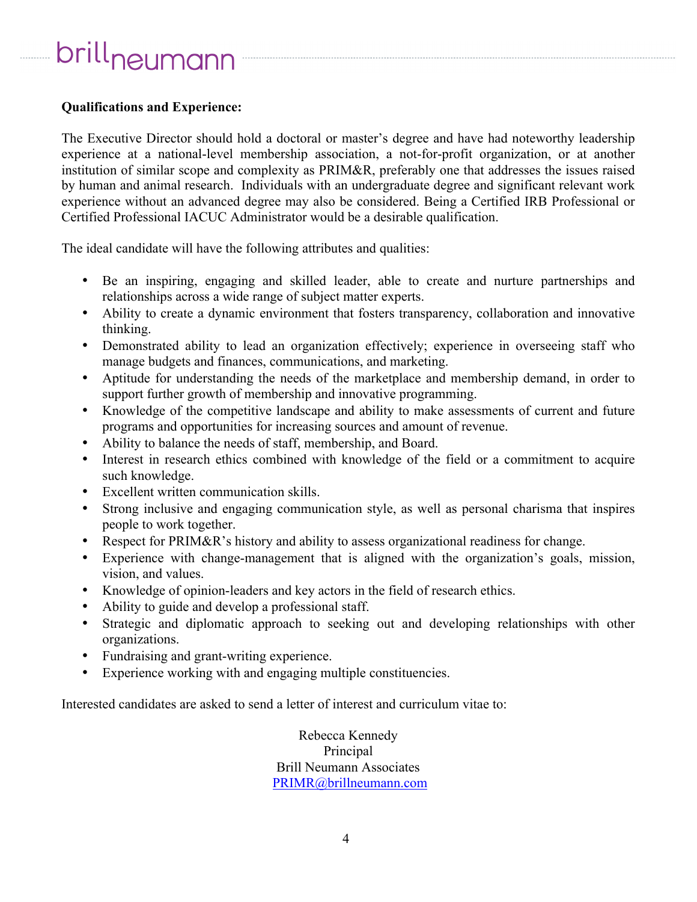**Qualifications and Experience:**

The Executive Director should hold a doctoral or master's degree and have had noteworthy leadership experience at a national-level membership association, a not-for-profit organization, or at another institution of similar scope and complexity as PRIM&R, preferably one that addresses the issues raised by human and animal research. Individuals with an undergraduate degree and significant relevant work experience without an advanced degree may also be considered. Being a Certified IRB Professional or Certified Professional IACUC Administrator would be a desirable qualification.

The ideal candidate will have the following attributes and qualities:

- Be an inspiring, engaging and skilled leader, able to create and nurture partnerships and relationships across a wide range of subject matter experts.
- Ability to create a dynamic environment that fosters transparency, collaboration and innovative thinking.
- Demonstrated ability to lead an organization effectively; experience in overseeing staff who manage budgets and finances, communications, and marketing.
- Aptitude for understanding the needs of the marketplace and membership demand, in order to support further growth of membership and innovative programming.
- Knowledge of the competitive landscape and ability to make assessments of current and future programs and opportunities for increasing sources and amount of revenue.
- Ability to balance the needs of staff, membership, and Board.
- Interest in research ethics combined with knowledge of the field or a commitment to acquire such knowledge.
- Excellent written communication skills.
- Strong inclusive and engaging communication style, as well as personal charisma that inspires people to work together.
- Respect for PRIM&R's history and ability to assess organizational readiness for change.
- Experience with change-management that is aligned with the organization's goals, mission, vision, and values.
- Knowledge of opinion-leaders and key actors in the field of research ethics.
- Ability to guide and develop a professional staff.
- Strategic and diplomatic approach to seeking out and developing relationships with other organizations.
- Fundraising and grant-writing experience.
- Experience working with and engaging multiple constituencies.

Interested candidates are asked to send a letter of interest and curriculum vitae to:

Rebecca Kennedy
Principal
Brill Neumann Associates
PRIMR@brillneumann.com